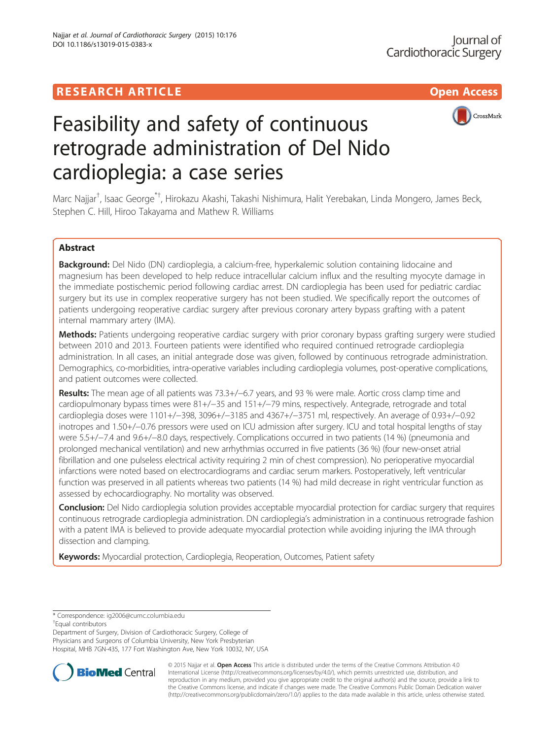RESEARCH ARTICLE

Open Access

# Feasibility and safety of continuous retrograde administration of Del Nido cardioplegia: a case series

Marc Najjar[†], Isaac George[*†], Hirokazu Akashi, Takashi Nishimura, Halit Yerebakan, Linda Mongero, James Beck, Stephen C. Hill, Hiroo Takayama and Mathew R. Williams

## Abstract

**Background:** Del Nido (DN) cardioplegia, a calcium-free, hyperkalemic solution containing lidocaine and magnesium has been developed to help reduce intracellular calcium influx and the resulting myocyte damage in the immediate postischemic period following cardiac arrest. DN cardioplegia has been used for pediatric cardiac surgery but its use in complex reoperative surgery has not been studied. We specifically report the outcomes of patients undergoing reoperative cardiac surgery after previous coronary artery bypass grafting with a patent internal mammary artery (IMA).

**Methods:** Patients undergoing reoperative cardiac surgery with prior coronary bypass grafting surgery were studied between 2010 and 2013. Fourteen patients were identified who required continued retrograde cardioplegia administration. In all cases, an initial antegrade dose was given, followed by continuous retrograde administration. Demographics, co-morbidities, intra-operative variables including cardioplegia volumes, post-operative complications, and patient outcomes were collected.

**Results:** The mean age of all patients was 73.3+/−6.7 years, and 93 % were male. Aortic cross clamp time and cardiopulmonary bypass times were 81+/−35 and 151+/−79 mins, respectively. Antegrade, retrograde and total cardioplegia doses were 1101+/−398, 3096+/−3185 and 4367+/−3751 ml, respectively. An average of 0.93+/−0.92 inotropes and 1.50+/−0.76 pressors were used on ICU admission after surgery. ICU and total hospital lengths of stay were 5.5+/−7.4 and 9.6+/−8.0 days, respectively. Complications occurred in two patients (14 %) (pneumonia and prolonged mechanical ventilation) and new arrhythmias occurred in five patients (36 %) (four new-onset atrial fibrillation and one pulseless electrical activity requiring 2 min of chest compression). No perioperative myocardial infarctions were noted based on electrocardiograms and cardiac serum markers. Postoperatively, left ventricular function was preserved in all patients whereas two patients (14 %) had mild decrease in right ventricular function as assessed by echocardiography. No mortality was observed.

**Conclusion:** Del Nido cardioplegia solution provides acceptable myocardial protection for cardiac surgery that requires continuous retrograde cardioplegia administration. DN cardioplegia's administration in a continuous retrograde fashion with a patent IMA is believed to provide adequate myocardial protection while avoiding injuring the IMA through dissection and clamping.

**Keywords:** Myocardial protection, Cardioplegia, Reoperation, Outcomes, Patient safety

---

* Correspondence: ig2006@cumc.columbia.edu
[†]Equal contributors
Department of Surgery, Division of Cardiothoracic Surgery, College of Physicians and Surgeons of Columbia University, New York Presbyterian Hospital, MHB 7GN-435, 177 Fort Washington Ave, New York 10032, NY, USA

© 2015 Najjar et al. **Open Access** This article is distributed under the terms of the Creative Commons Attribution 4.0 International License (http://creativecommons.org/licenses/by/4.0/), which permits unrestricted use, distribution, and reproduction in any medium, provided you give appropriate credit to the original author(s) and the source, provide a link to the Creative Commons license, and indicate if changes were made. The Creative Commons Public Domain Dedication waiver (http://creativecommons.org/publicdomain/zero/1.0/) applies to the data made available in this article, unless otherwise stated.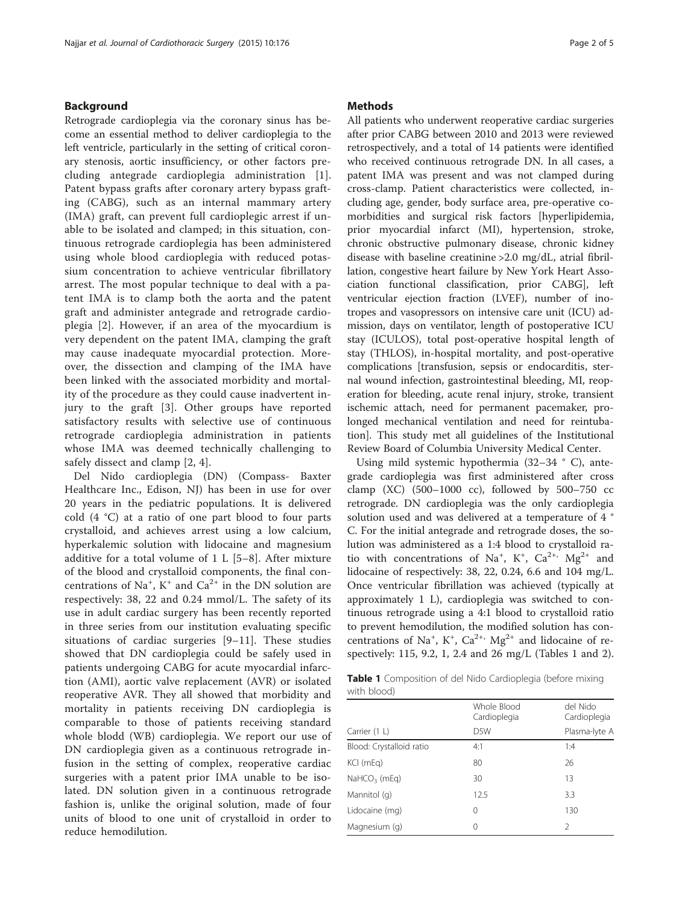## Background

Retrograde cardioplegia via the coronary sinus has become an essential method to deliver cardioplegia to the left ventricle, particularly in the setting of critical coronary stenosis, aortic insufficiency, or other factors precluding antegrade cardioplegia administration [1]. Patent bypass grafts after coronary artery bypass grafting (CABG), such as an internal mammary artery (IMA) graft, can prevent full cardioplegic arrest if unable to be isolated and clamped; in this situation, continuous retrograde cardioplegia has been administered using whole blood cardioplegia with reduced potassium concentration to achieve ventricular fibrillatory arrest. The most popular technique to deal with a patent IMA is to clamp both the aorta and the patent graft and administer antegrade and retrograde cardioplegia [2]. However, if an area of the myocardium is very dependent on the patent IMA, clamping the graft may cause inadequate myocardial protection. Moreover, the dissection and clamping of the IMA have been linked with the associated morbidity and mortality of the procedure as they could cause inadvertent injury to the graft [3]. Other groups have reported satisfactory results with selective use of continuous retrograde cardioplegia administration in patients whose IMA was deemed technically challenging to safely dissect and clamp [2, 4].

Del Nido cardioplegia (DN) (Compass- Baxter Healthcare Inc., Edison, NJ) has been in use for over 20 years in the pediatric populations. It is delivered cold (4 °C) at a ratio of one part blood to four parts crystalloid, and achieves arrest using a low calcium, hyperkalemic solution with lidocaine and magnesium additive for a total volume of 1 L [5–8]. After mixture of the blood and crystalloid components, the final concentrations of $Na^+$, $K^+$ and $Ca^{2+}$ in the DN solution are respectively: 38, 22 and 0.24 mmol/L. The safety of its use in adult cardiac surgery has been recently reported in three series from our institution evaluating specific situations of cardiac surgeries [9–11]. These studies showed that DN cardioplegia could be safely used in patients undergoing CABG for acute myocardial infarction (AMI), aortic valve replacement (AVR) or isolated reoperative AVR. They all showed that morbidity and mortality in patients receiving DN cardioplegia is comparable to those of patients receiving standard whole blodd (WB) cardioplegia. We report our use of DN cardioplegia given as a continuous retrograde infusion in the setting of complex, reoperative cardiac surgeries with a patent prior IMA unable to be isolated. DN solution given in a continuous retrograde fashion is, unlike the original solution, made of four units of blood to one unit of crystalloid in order to reduce hemodilution.

## Methods

All patients who underwent reoperative cardiac surgeries after prior CABG between 2010 and 2013 were reviewed retrospectively, and a total of 14 patients were identified who received continuous retrograde DN. In all cases, a patent IMA was present and was not clamped during cross-clamp. Patient characteristics were collected, including age, gender, body surface area, pre-operative comorbidities and surgical risk factors [hyperlipidemia, prior myocardial infarct (MI), hypertension, stroke, chronic obstructive pulmonary disease, chronic kidney disease with baseline creatinine >2.0 mg/dL, atrial fibrillation, congestive heart failure by New York Heart Association functional classification, prior CABG], left ventricular ejection fraction (LVEF), number of inotropes and vasopressors on intensive care unit (ICU) admission, days on ventilator, length of postoperative ICU stay (ICULOS), total post-operative hospital length of stay (THLOS), in-hospital mortality, and post-operative complications [transfusion, sepsis or endocarditis, sternal wound infection, gastrointestinal bleeding, MI, reoperation for bleeding, acute renal injury, stroke, transient ischemic attach, need for permanent pacemaker, prolonged mechanical ventilation and need for reintubation]. This study met all guidelines of the Institutional Review Board of Columbia University Medical Center.

Using mild systemic hypothermia (32–34 ° C), antegrade cardioplegia was first administered after cross clamp (XC) (500–1000 cc), followed by 500–750 cc retrograde. DN cardioplegia was the only cardioplegia solution used and was delivered at a temperature of 4 ° C. For the initial antegrade and retrograde doses, the solution was administered as a 1:4 blood to crystalloid ratio with concentrations of $Na^+$, $K^+$, $Ca^{2+}$, $Mg^{2+}$ and lidocaine of respectively: 38, 22, 0.24, 6.6 and 104 mg/L. Once ventricular fibrillation was achieved (typically at approximately 1 L), cardioplegia was switched to continuous retrograde using a 4:1 blood to crystalloid ratio to prevent hemodilution, the modified solution has concentrations of $Na^+$, $K^+$, $Ca^{2+}$, $Mg^{2+}$ and lidocaine of respectively: 115, 9.2, 1, 2.4 and 26 mg/L (Tables 1 and 2).

**Table 1** Composition of del Nido Cardioplegia (before mixing with blood)

| | Whole Blood Cardioplegia | del Nido Cardioplegia |
|---|---|---|
| Carrier (1 L) | D5W | Plasma-lyte A |
| Blood: Crystalloid ratio | 4:1 | 1:4 |
| KCl (mEq) | 80 | 26 |
| $NaHCO_3$ (mEq) | 30 | 13 |
| Mannitol (g) | 12.5 | 3.3 |
| Lidocaine (mg) | 0 | 130 |
| Magnesium (g) | 0 | 2 |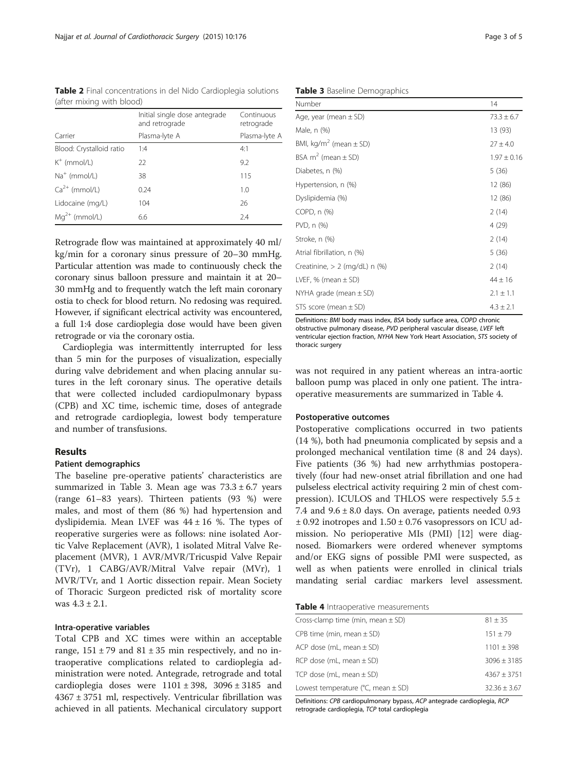**Table 2** Final concentrations in del Nido Cardioplegia solutions (after mixing with blood)

| | Initial single dose antegrade and retrograde | Continuous retrograde |
|---|---|---|
| Carrier | Plasma-lyte A | Plasma-lyte A |
| Blood: Crystalloid ratio | 1:4 | 4:1 |
| $K^+$ (mmol/L) | 22 | 9.2 |
| $Na^+$ (mmol/L) | 38 | 115 |
| $Ca^{2+}$ (mmol/L) | 0.24 | 1.0 |
| Lidocaine (mg/L) | 104 | 26 |
| $Mg^{2+}$ (mmol/L) | 6.6 | 2.4 |

Retrograde flow was maintained at approximately 40 ml/kg/min for a coronary sinus pressure of 20–30 mmHg. Particular attention was made to continuously check the coronary sinus balloon pressure and maintain it at 20–30 mmHg and to frequently watch the left main coronary ostia to check for blood return. No redosing was required. However, if significant electrical activity was encountered, a full 1:4 dose cardioplegia dose would have been given retrograde or via the coronary ostia.

Cardioplegia was intermittently interrupted for less than 5 min for the purposes of visualization, especially during valve debridement and when placing annular sutures in the left coronary sinus. The operative details that were collected included cardiopulmonary bypass (CPB) and XC time, ischemic time, doses of antegrade and retrograde cardioplegia, lowest body temperature and number of transfusions.

## Results

### Patient demographics

The baseline pre-operative patients' characteristics are summarized in Table 3. Mean age was 73.3 ± 6.7 years (range 61–83 years). Thirteen patients (93 %) were males, and most of them (86 %) had hypertension and dyslipidemia. Mean LVEF was 44 ± 16 %. The types of reoperative surgeries were as follows: nine isolated Aortic Valve Replacement (AVR), 1 isolated Mitral Valve Replacement (MVR), 1 AVR/MVR/Tricuspid Valve Repair (TVr), 1 CABG/AVR/Mitral Valve repair (MVr), 1 MVR/TVr, and 1 Aortic dissection repair. Mean Society of Thoracic Surgeon predicted risk of mortality score was 4.3 ± 2.1.

### Intra-operative variables

Total CPB and XC times were within an acceptable range, 151 ± 79 and 81 ± 35 min respectively, and no intraoperative complications related to cardioplegia administration were noted. Antegrade, retrograde and total cardioplegia doses were 1101 ± 398, 3096 ± 3185 and 4367 ± 3751 ml, respectively. Ventricular fibrillation was achieved in all patients. Mechanical circulatory support was not required in any patient whereas an intra-aortic balloon pump was placed in only one patient. The intraoperative measurements are summarized in Table 4.

**Table 3** Baseline Demographics

| Number | 14 |
|---|---|
| Age, year (mean ± SD) | 73.3 ± 6.7 |
| Male, n (%) | 13 (93) |
| BMI, kg/$m^2$ (mean ± SD) | 27 ± 4.0 |
| BSA $m^2$ (mean ± SD) | 1.97 ± 0.16 |
| Diabetes, n (%) | 5 (36) |
| Hypertension, n (%) | 12 (86) |
| Dyslipidemia (%) | 12 (86) |
| COPD, n (%) | 2 (14) |
| PVD, n (%) | 4 (29) |
| Stroke, n (%) | 2 (14) |
| Atrial fibrillation, n (%) | 5 (36) |
| Creatinine, > 2 (mg/dL) n (%) | 2 (14) |
| LVEF, % (mean ± SD) | 44 ± 16 |
| NYHA grade (mean ± SD) | 2.1 ± 1.1 |
| STS score (mean ± SD) | 4.3 ± 2.1 |

Definitions: *BMI* body mass index, *BSA* body surface area, *COPD* chronic obstructive pulmonary disease, *PVD* peripheral vascular disease, *LVEF* left ventricular ejection fraction, *NYHA* New York Heart Association, *STS* society of thoracic surgery

### Postoperative outcomes

Postoperative complications occurred in two patients (14 %), both had pneumonia complicated by sepsis and a prolonged mechanical ventilation time (8 and 24 days). Five patients (36 %) had new arrhythmias postoperatively (four had new-onset atrial fibrillation and one had pulseless electrical activity requiring 2 min of chest compression). ICULOS and THLOS were respectively 5.5 ± 7.4 and 9.6 ± 8.0 days. On average, patients needed 0.93 ± 0.92 inotropes and 1.50 ± 0.76 vasopressors on ICU admission. No perioperative MIs (PMI) [12] were diagnosed. Biomarkers were ordered whenever symptoms and/or EKG signs of possible PMI were suspected, as well as when patients were enrolled in clinical trials mandating serial cardiac markers level assessment.

**Table 4** Intraoperative measurements

| | |
|---|---|
| Cross-clamp time (min, mean ± SD) | 81 ± 35 |
| CPB time (min, mean ± SD) | 151 ± 79 |
| ACP dose (mL, mean ± SD) | 1101 ± 398 |
| RCP dose (mL, mean ± SD) | 3096 ± 3185 |
| TCP dose (mL, mean ± SD) | 4367 ± 3751 |
| Lowest temperature (°C, mean ± SD) | 32.36 ± 3.67 |

Definitions: *CPB* cardiopulmonary bypass, *ACP* antegrade cardioplegia, *RCP* retrograde cardioplegia, *TCP* total cardioplegia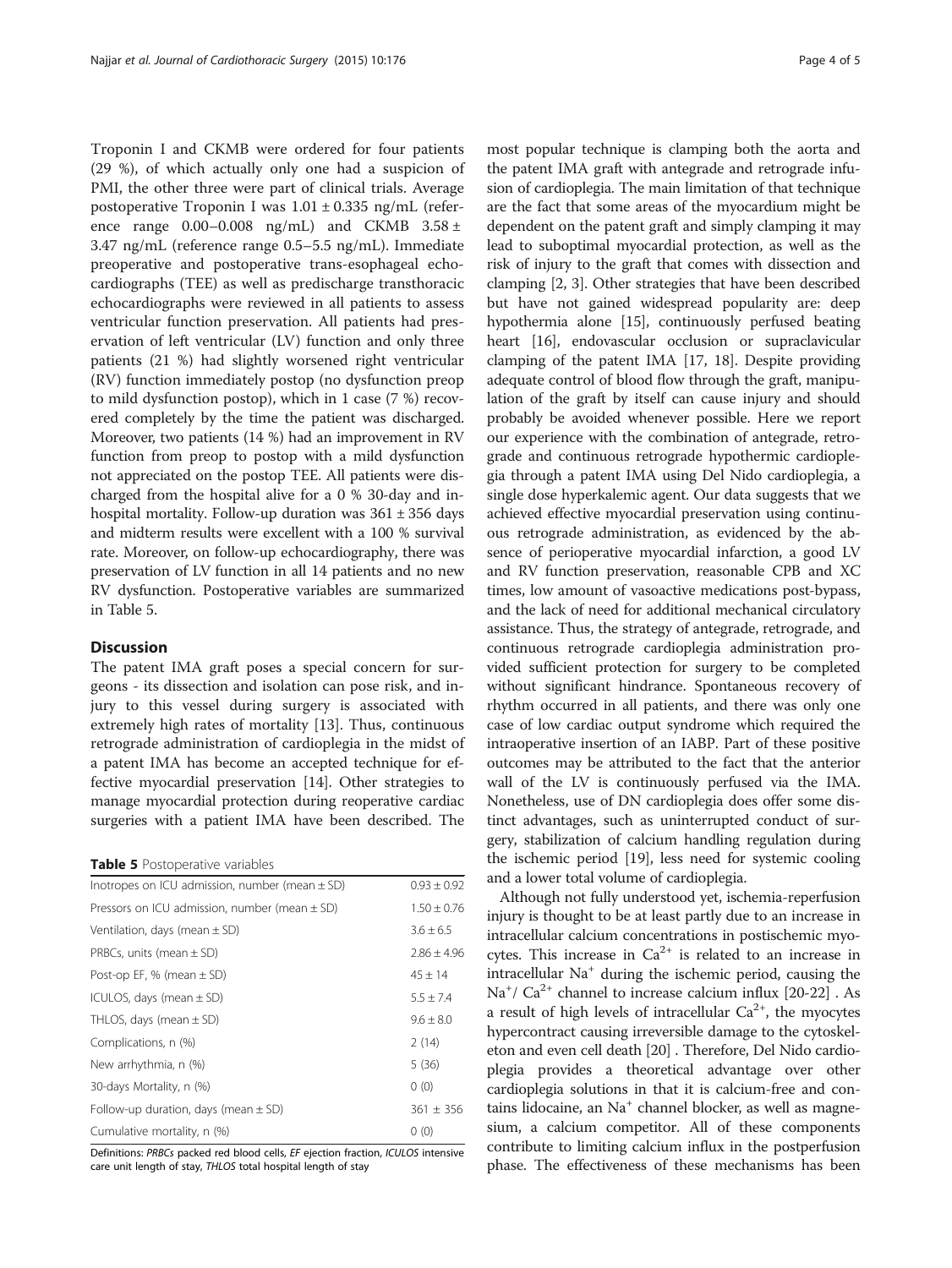Troponin I and CKMB were ordered for four patients (29 %), of which actually only one had a suspicion of PMI, the other three were part of clinical trials. Average postoperative Troponin I was 1.01 ± 0.335 ng/mL (reference range 0.00–0.008 ng/mL) and CKMB 3.58 ± 3.47 ng/mL (reference range 0.5–5.5 ng/mL). Immediate preoperative and postoperative trans-esophageal echocardiographs (TEE) as well as predischarge transthoracic echocardiographs were reviewed in all patients to assess ventricular function preservation. All patients had preservation of left ventricular (LV) function and only three patients (21 %) had slightly worsened right ventricular (RV) function immediately postop (no dysfunction preop to mild dysfunction postop), which in 1 case (7 %) recovered completely by the time the patient was discharged. Moreover, two patients (14 %) had an improvement in RV function from preop to postop with a mild dysfunction not appreciated on the postop TEE. All patients were discharged from the hospital alive for a 0 % 30-day and in-hospital mortality. Follow-up duration was 361 ± 356 days and midterm results were excellent with a 100 % survival rate. Moreover, on follow-up echocardiography, there was preservation of LV function in all 14 patients and no new RV dysfunction. Postoperative variables are summarized in Table 5.

## Discussion

The patent IMA graft poses a special concern for surgeons - its dissection and isolation can pose risk, and injury to this vessel during surgery is associated with extremely high rates of mortality [13]. Thus, continuous retrograde administration of cardioplegia in the midst of a patent IMA has become an accepted technique for effective myocardial preservation [14]. Other strategies to manage myocardial protection during reoperative cardiac surgeries with a patient IMA have been described. The most popular technique is clamping both the aorta and the patent IMA graft with antegrade and retrograde infusion of cardioplegia. The main limitation of that technique are the fact that some areas of the myocardium might be dependent on the patent graft and simply clamping it may lead to suboptimal myocardial protection, as well as the risk of injury to the graft that comes with dissection and clamping [2, 3]. Other strategies that have been described but have not gained widespread popularity are: deep hypothermia alone [15], continuously perfused beating heart [16], endovascular occlusion or supraclavicular clamping of the patent IMA [17, 18]. Despite providing adequate control of blood flow through the graft, manipulation of the graft by itself can cause injury and should probably be avoided whenever possible. Here we report our experience with the combination of antegrade, retrograde and continuous retrograde hypothermic cardioplegia through a patent IMA using Del Nido cardioplegia, a single dose hyperkalemic agent. Our data suggests that we achieved effective myocardial preservation using continuous retrograde administration, as evidenced by the absence of perioperative myocardial infarction, a good LV and RV function preservation, reasonable CPB and XC times, low amount of vasoactive medications post-bypass, and the lack of need for additional mechanical circulatory assistance. Thus, the strategy of antegrade, retrograde, and continuous retrograde cardioplegia administration provided sufficient protection for surgery to be completed without significant hindrance. Spontaneous recovery of rhythm occurred in all patients, and there was only one case of low cardiac output syndrome which required the intraoperative insertion of an IABP. Part of these positive outcomes may be attributed to the fact that the anterior wall of the LV is continuously perfused via the IMA. Nonetheless, use of DN cardioplegia does offer some distinct advantages, such as uninterrupted conduct of surgery, stabilization of calcium handling regulation during the ischemic period [19], less need for systemic cooling and a lower total volume of cardioplegia.

Although not fully understood yet, ischemia-reperfusion injury is thought to be at least partly due to an increase in intracellular calcium concentrations in postischemic myocytes. This increase in $Ca^{2+}$ is related to an increase in intracellular $Na^{+}$ during the ischemic period, causing the $Na^{+}/Ca^{2+}$ channel to increase calcium influx [20-22] . As a result of high levels of intracellular $Ca^{2+}$, the myocytes hypercontract causing irreversible damage to the cytoskeleton and even cell death [20] . Therefore, Del Nido cardioplegia provides a theoretical advantage over other cardioplegia solutions in that it is calcium-free and contains lidocaine, an $Na^{+}$ channel blocker, as well as magnesium, a calcium competitor. All of these components contribute to limiting calcium influx in the postperfusion phase. The effectiveness of these mechanisms has been

**Table 5** Postoperative variables

| Variable | Value |
|---|---|
| Inotropes on ICU admission, number (mean ± SD) | 0.93 ± 0.92 |
| Pressors on ICU admission, number (mean ± SD) | 1.50 ± 0.76 |
| Ventilation, days (mean ± SD) | 3.6 ± 6.5 |
| PRBCs, units (mean ± SD) | 2.86 ± 4.96 |
| Post-op EF, % (mean ± SD) | 45 ± 14 |
| ICULOS, days (mean ± SD) | 5.5 ± 7.4 |
| THLOS, days (mean ± SD) | 9.6 ± 8.0 |
| Complications, n (%) | 2 (14) |
| New arrhythmia, n (%) | 5 (36) |
| 30-days Mortality, n (%) | 0 (0) |
| Follow-up duration, days (mean ± SD) | 361 ± 356 |
| Cumulative mortality, n (%) | 0 (0) |

Definitions: *PRBCs* packed red blood cells, *EF* ejection fraction, *ICULOS* intensive care unit length of stay, *THLOS* total hospital length of stay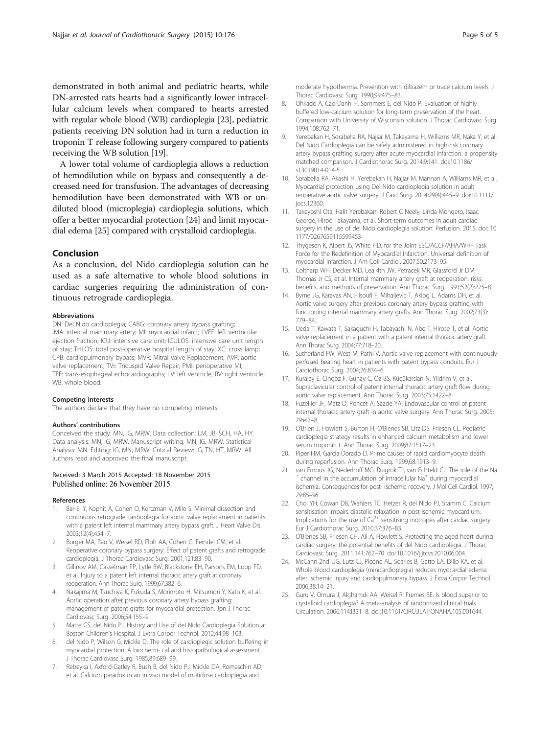demonstrated in both animal and pediatric hearts, while DN-arrested rats hearts had a significantly lower intracellular calcium levels when compared to hearts arrested with regular whole blood (WB) cardioplegia [23], pediatric patients receiving DN solution had in turn a reduction in troponin T release following surgery compared to patients receiving the WB solution [19].

A lower total volume of cardioplegia allows a reduction of hemodilution while on bypass and consequently a decreased need for transfusion. The advantages of decreasing hemodilution have been demonstrated with WB or undiluted blood (microplegia) cardioplegia solutions, which offer a better myocardial protection [24] and limit myocardial edema [25] compared with crystalloid cardioplegia.

## Conclusion

As a conclusion, del Nido cardioplegia solution can be used as a safe alternative to whole blood solutions in cardiac surgeries requiring the administration of continuous retrograde cardioplegia.

#### Abbreviations

DN: Del Nido cardioplegia; CABG: coronary artery bypass grafting; IMA: internal mammary artery; MI: myocardial infarct; LVEF: left ventricular ejection fraction; ICU: intensive care unit; ICULOS: intensive care unit length of stay; THLOS: total post-operative hospital length of stay; XC: cross lamp; CPB: cardiopulmonary bypass; MVR: Mitral Valve Replacement; AVR: aortic valve replacement; TVr: Tricuspid Valve Repair; PMI: perioperative MI; TEE: trans-esophageal echocardiographs; LV: left ventricle; RV: right ventricle; WB: whole blood.

#### Competing interests

The authors declare that they have no competing interests.

#### Authors' contributions

Conceived the study: MN, IG, MRW. Data collection: LM, JB, SCH, HA, HY. Data analysis: MN, IG, MRW. Manuscript writing: MN, IG, MRW. Statistical Analysis: MN. Editing: IG, MN, MRW. Critical Review: IG, TN, HT, MRW. All authors read and approved the final manuscript.

Received: 3 March 2015 Accepted: 18 November 2015
Published online: 26 November 2015

#### References

1. Bar-El Y, Kophit A, Cohen O, Kertzman V, Milo S. Minimal dissection and continuous retrograde cardioplegia for aortic valve replacement in patients with a patent left internal mammary artery bypass graft. J Heart Valve Dis. 2003;12(4):454–7.
2. Borger MA, Rao V, Weisel RD, Floh AA, Cohen G, Feindel CM, et al. Reoperative coronary bypass surgery: Effect of patent grafts and retrograde cardioplegia. J Thorac Cardiovasc Surg. 2001;121:83–90.
3. Gillinov AM, Casselman FP, Lytle BW, Blackstone EH, Parsons EM, Loop FD, et al. Injury to a patent left internal thoracic artery graft at coronary reoperation. Ann Thorac Surg. 1999;67:382–6.
4. Nakajima M, Tsuchiya K, Fukuda S, Morimoto H, Mitsumori Y, Kato K, et al. Aortic operation after previous coronary artery bypass grafting: management of patent grafts for myocardial protection. Jpn J Thorac Cardiovasc Surg. 2006;54:155–9.
5. Matte GS, del Nido PJ. History and Use of del Nido Cardioplegia Solution at Boston Children's Hospital. J Extra Corpor Technol. 2012;44:98–103.
6. del Nido P, Wilson G, Mickle D. The role of cardioplegic solution buffering in myocardial protection. A biochemi- cal and histopathological assessment. J Thorac Cardiovasc Surg. 1985;89:689–99.
7. Rebeyka I, Axford-Gatley R, Bush B, del Nido PJ, Mickle DA, Romaschin AD, et al. Calcium paradox in an in vivo model of mutidose cardioplegia and moderate hypothermia. Prevention with diltiazem or trace calcium levels. J Thorac Cardiovasc Surg. 1990;99:475–83.
8. Ohkado A, Cao-Danh H, Sommers E, del Nido P. Evaluation of highly buffered low-calcium solution for long-term preservation of the heart. Comparison with University of Wisconsin solution. J Thorac Cardiovasc Surg. 1994;108:762–71.
9. Yerebakan H, Sorabella RA, Najjar M, Takayama H, Williams MR, Naka Y, et al. Del Nido Cardioplegia can be safely administered in high-risk coronary artery bypass grafting surgery after acute myocardial infarction: a propensity matched comparison. J Cardiothorac Surg. 2014;9:141. doi:10.1186/s13019014-014-5.
10. Sorabella RA, Akashi H, Yerebakan H, Najjar M, Mannan A, Williams MR, et al. Myocardial protection using Del Nido cardioplegia solution in adult reoperative aortic valve surgery. J Card Surg. 2014;29(4):445–9. doi:10.1111/jocs.12360.
11. Takeyoshi Ota, Halit Yerebakan, Robert C Neely, Linda Mongero, Isaac George, Hiroo Takayama, et al. Short-term outcomes in adult cardiac surgery in the use of del Nido cardioplegia solution. Perfusion. 2015, doi: 10.1177/0267659115599453
12. Thygesen K, Alpert JS, White HD. for the Joint ESC/ACCF/AHA/WHF Task Force for the Redefinition of Myocardial Infarction. Universal definition of myocardial infarction. J Am Coll Cardiol. 2007;50:2173–95.
13. Coltharp WH, Decker MD, Lea 4th JW, Petracek MR, Glassford Jr DM, Thomas Jr CS, et al. Internal mammary artery graft at reoperation: risks, benefits, and methods of preservation. Ann Thorac Surg. 1991;52(2):225–8.
14. Byrne JG, Karavas AN, Filsoufi F, Mihaljevic T, Aklog L, Adams DH, et al. Aortic valve surgery after previous coronary artery bypass grafting with functioning internal mammary artery grafts. Ann Thorac Surg. 2002;73(3): 779–84.
15. Ueda T, Kawata T, Sakaguchi H, Tabayashi N, Abe T, Hirose T, et al. Aortic valve replacement in a patient with a patent internal thoracic artery graft. Ann Thorac Surg. 2004;77:718–20.
16. Sutherland FW, West M, Pathi V. Aortic valve replacement with continuously perfused beating heart in patients with patent bypass conduits. Eur J Cardiothorac Surg. 2004;26:834–6.
17. Kuralay E, Cingöz F, Günay C, Oz BS, Küçükarslan N, Yildrim V, et al. Supraclavicular control of patent internal thoracic artery graft flow during aortic valve replacement. Ann Thorac Surg. 2003;75:1422–8.
18. Fuzellier JF, Metz D, Poncet A, Saade YA. Endovascular control of patent internal thoracic artery graft in aortic valve surgery. Ann Thorac Surg. 2005; 79:el7–8.
19. O'Brien J, Howlett S, Burton H, O'Blenes SB, Litz DS, Friesen CL. Pediatric cardioplegia strategy results in enhanced calcium metabolism and lower serum troponin t. Ann Thorac Surg. 2009;87:1517–23.
20. Piper HM, Garcia-Dorado D. Prime causes of rapid cardiomyocyte death during reperfusion. Ann Thorac Surg. 1999;68:1913–9.
21. van Emous JG, Nederhoff MG, Ruigrok TJ, van Echteld CJ. The role of the $Na^+$ channel in the accumulation of intracellular $Na^+$ during myocardial ischemia: Consequences for post- ischemic recovery. J Mol Cell Cardiol. 1997; 29:85–96.
22. Choi YH, Cowan DB, Wahlers TC, Hetzer R, del Nido PJ, Stamm C. Calcium sensitisation impairs diastolic relaxation in post-ischemic myocardium: Implications for the use of $Ca^{2+}$ sensitising inotropes after cardiac surgery. Eur J Cardiothorac Surg. 2010;37:376–83.
23. O'Blenes SB, Friesen CH, Ali A, Howlett S. Protecting the aged heart during cardiac surgery: the potential benefits of del Nido cardioplegia. J Thorac Cardiovasc Surg. 2011;141:762–70. doi:10.1016/j.jtcvs.2010.06.004.
24. McCann 2nd UG, Lutz CJ, Picone AL, Searles B, Gatto LA, Dilip KA, et al. Whole blood cardioplegia (minicardioplegia) reduces myocardial edema after ischemic injury and cardiopulmonary bypass. J Extra Corpor Technol. 2006;38:14–21.
25. Guru V, Omura J, Alghamdi AA, Weisel R, Fremes SE. Is blood superior to crystalloid cardioplegia? A meta-analysis of randomized clinical trials. Circulation. 2006;114:I331–8. doi:10.1161/CIRCULATIONAHA.105.001644.